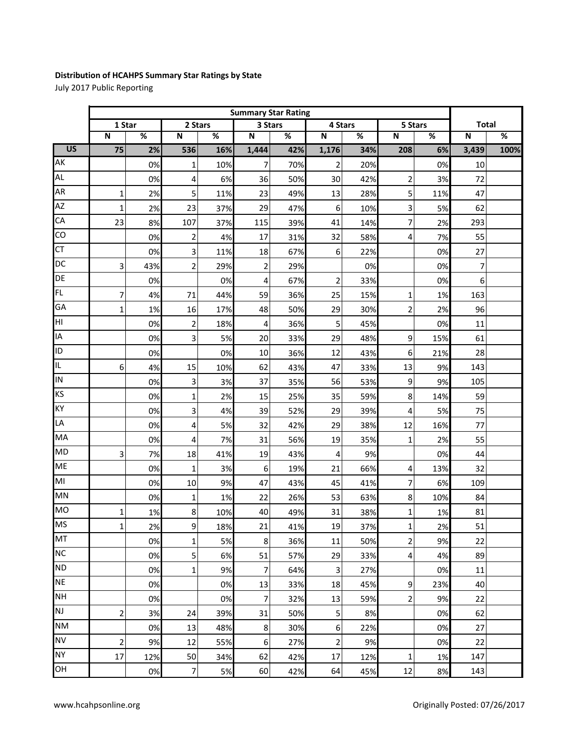**Distribution of HCAHPS Summary Star Ratings by State**

July 2017 Public Reporting

| | Summary Star Rating | | | | | | | | | | | |
|---|---|---|---|---|---|---|---|---|---|---|---|---|
| | 1 Star | | 2 Stars | | 3 Stars | | 4 Stars | | 5 Stars | | Total | |
| | N | % | N | % | N | % | N | % | N | % | N | % |
| **US** | **75** | **2%** | **536** | **16%** | **1,444** | **42%** | **1,176** | **34%** | **208** | **6%** | **3,439** | **100%** |
| AK | | 0% | 1 | 10% | 7 | 70% | 2 | 20% | | 0% | 10 | |
| AL | | 0% | 4 | 6% | 36 | 50% | 30 | 42% | 2 | 3% | 72 | |
| AR | 1 | 2% | 5 | 11% | 23 | 49% | 13 | 28% | 5 | 11% | 47 | |
| AZ | 1 | 2% | 23 | 37% | 29 | 47% | 6 | 10% | 3 | 5% | 62 | |
| CA | 23 | 8% | 107 | 37% | 115 | 39% | 41 | 14% | 7 | 2% | 293 | |
| CO | | 0% | 2 | 4% | 17 | 31% | 32 | 58% | 4 | 7% | 55 | |
| CT | | 0% | 3 | 11% | 18 | 67% | 6 | 22% | | 0% | 27 | |
| DC | 3 | 43% | 2 | 29% | 2 | 29% | | 0% | | 0% | 7 | |
| DE | | 0% | | 0% | 4 | 67% | 2 | 33% | | 0% | 6 | |
| FL | 7 | 4% | 71 | 44% | 59 | 36% | 25 | 15% | 1 | 1% | 163 | |
| GA | 1 | 1% | 16 | 17% | 48 | 50% | 29 | 30% | 2 | 2% | 96 | |
| HI | | 0% | 2 | 18% | 4 | 36% | 5 | 45% | | 0% | 11 | |
| IA | | 0% | 3 | 5% | 20 | 33% | 29 | 48% | 9 | 15% | 61 | |
| ID | | 0% | | 0% | 10 | 36% | 12 | 43% | 6 | 21% | 28 | |
| IL | 6 | 4% | 15 | 10% | 62 | 43% | 47 | 33% | 13 | 9% | 143 | |
| IN | | 0% | 3 | 3% | 37 | 35% | 56 | 53% | 9 | 9% | 105 | |
| KS | | 0% | 1 | 2% | 15 | 25% | 35 | 59% | 8 | 14% | 59 | |
| KY | | 0% | 3 | 4% | 39 | 52% | 29 | 39% | 4 | 5% | 75 | |
| LA | | 0% | 4 | 5% | 32 | 42% | 29 | 38% | 12 | 16% | 77 | |
| MA | | 0% | 4 | 7% | 31 | 56% | 19 | 35% | 1 | 2% | 55 | |
| MD | 3 | 7% | 18 | 41% | 19 | 43% | 4 | 9% | | 0% | 44 | |
| ME | | 0% | 1 | 3% | 6 | 19% | 21 | 66% | 4 | 13% | 32 | |
| MI | | 0% | 10 | 9% | 47 | 43% | 45 | 41% | 7 | 6% | 109 | |
| MN | | 0% | 1 | 1% | 22 | 26% | 53 | 63% | 8 | 10% | 84 | |
| MO | 1 | 1% | 8 | 10% | 40 | 49% | 31 | 38% | 1 | 1% | 81 | |
| MS | 1 | 2% | 9 | 18% | 21 | 41% | 19 | 37% | 1 | 2% | 51 | |
| MT | | 0% | 1 | 5% | 8 | 36% | 11 | 50% | 2 | 9% | 22 | |
| NC | | 0% | 5 | 6% | 51 | 57% | 29 | 33% | 4 | 4% | 89 | |
| ND | | 0% | 1 | 9% | 7 | 64% | 3 | 27% | | 0% | 11 | |
| NE | | 0% | | 0% | 13 | 33% | 18 | 45% | 9 | 23% | 40 | |
| NH | | 0% | | 0% | 7 | 32% | 13 | 59% | 2 | 9% | 22 | |
| NJ | 2 | 3% | 24 | 39% | 31 | 50% | 5 | 8% | | 0% | 62 | |
| NM | | 0% | 13 | 48% | 8 | 30% | 6 | 22% | | 0% | 27 | |
| NV | 2 | 9% | 12 | 55% | 6 | 27% | 2 | 9% | | 0% | 22 | |
| NY | 17 | 12% | 50 | 34% | 62 | 42% | 17 | 12% | 1 | 1% | 147 | |
| OH | | 0% | 7 | 5% | 60 | 42% | 64 | 45% | 12 | 8% | 143 | |

www.hcahpsonline.org

Originally Posted: 07/26/2017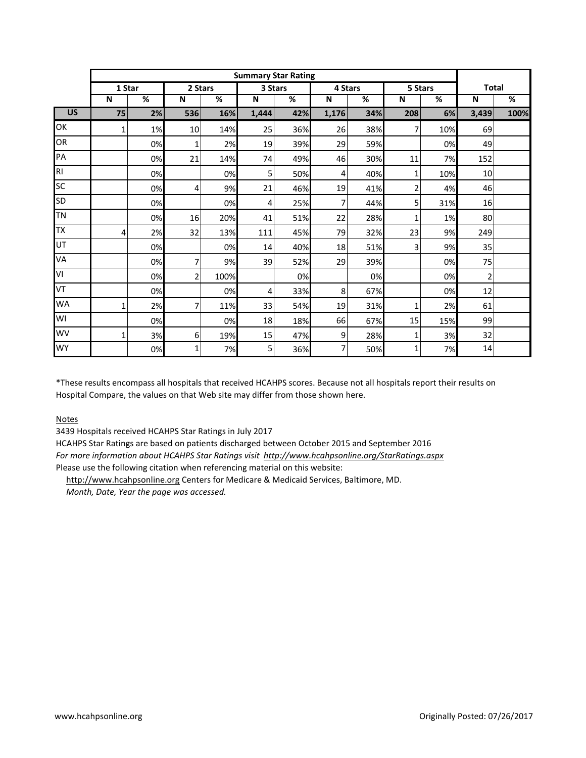| | Summary Star Rating | | | | | | | | | | | |
|---|---|---|---|---|---|---|---|---|---|---|---|---|
| | 1 Star | | 2 Stars | | 3 Stars | | 4 Stars | | 5 Stars | | Total | |
| | N | % | N | % | N | % | N | % | N | % | N | % |
| **US** | **75** | **2%** | **536** | **16%** | **1,444** | **42%** | **1,176** | **34%** | **208** | **6%** | **3,439** | **100%** |
| OK | 1 | 1% | 10 | 14% | 25 | 36% | 26 | 38% | 7 | 10% | 69 | |
| OR | | 0% | 1 | 2% | 19 | 39% | 29 | 59% | | 0% | 49 | |
| PA | | 0% | 21 | 14% | 74 | 49% | 46 | 30% | 11 | 7% | 152 | |
| RI | | 0% | | 0% | 5 | 50% | 4 | 40% | 1 | 10% | 10 | |
| SC | | 0% | 4 | 9% | 21 | 46% | 19 | 41% | 2 | 4% | 46 | |
| SD | | 0% | | 0% | 4 | 25% | 7 | 44% | 5 | 31% | 16 | |
| TN | | 0% | 16 | 20% | 41 | 51% | 22 | 28% | 1 | 1% | 80 | |
| TX | 4 | 2% | 32 | 13% | 111 | 45% | 79 | 32% | 23 | 9% | 249 | |
| UT | | 0% | | 0% | 14 | 40% | 18 | 51% | 3 | 9% | 35 | |
| VA | | 0% | 7 | 9% | 39 | 52% | 29 | 39% | | 0% | 75 | |
| VI | | 0% | 2 | 100% | | 0% | | 0% | | 0% | 2 | |
| VT | | 0% | | 0% | 4 | 33% | 8 | 67% | | 0% | 12 | |
| WA | 1 | 2% | 7 | 11% | 33 | 54% | 19 | 31% | 1 | 2% | 61 | |
| WI | | 0% | | 0% | 18 | 18% | 66 | 67% | 15 | 15% | 99 | |
| WV | 1 | 3% | 6 | 19% | 15 | 47% | 9 | 28% | 1 | 3% | 32 | |
| WY | | 0% | 1 | 7% | 5 | 36% | 7 | 50% | 1 | 7% | 14 | |

*These results encompass all hospitals that received HCAHPS scores. Because not all hospitals report their results on Hospital Compare, the values on that Web site may differ from those shown here.

Notes

3439 Hospitals received HCAHPS Star Ratings in July 2017

HCAHPS Star Ratings are based on patients discharged between October 2015 and September 2016

*For more information about HCAHPS Star Ratings visit http://www.hcahpsonline.org/StarRatings.aspx*

Please use the following citation when referencing material on this website:

http://www.hcahpsonline.org Centers for Medicare & Medicaid Services, Baltimore, MD.

*Month, Date, Year the page was accessed.*